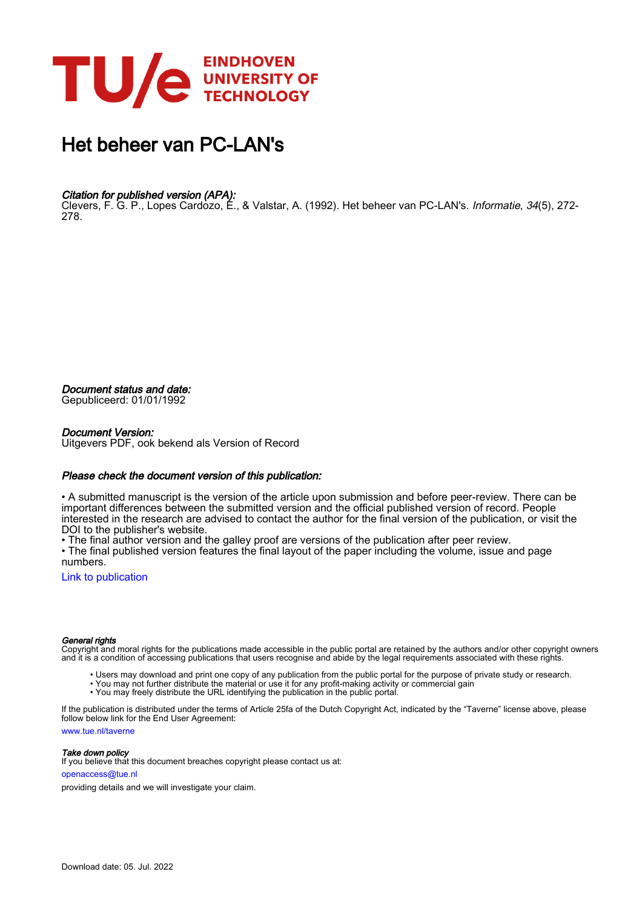# Het beheer van PC-LAN's

*Citation for published version (APA):*
Clevers, F. G. P., Lopes Cardozo, E., & Valstar, A. (1992). Het beheer van PC-LAN's. *Informatie*, *34*(5), 272-278.

*Document status and date:*
Gepubliceerd: 01/01/1992

*Document Version:*
Uitgevers PDF, ook bekend als Version of Record

*Please check the document version of this publication:*

• A submitted manuscript is the version of the article upon submission and before peer-review. There can be important differences between the submitted version and the official published version of record. People interested in the research are advised to contact the author for the final version of the publication, or visit the DOI to the publisher's website.
• The final author version and the galley proof are versions of the publication after peer review.
• The final published version features the final layout of the paper including the volume, issue and page numbers.

Link to publication

*General rights*
Copyright and moral rights for the publications made accessible in the public portal are retained by the authors and/or other copyright owners and it is a condition of accessing publications that users recognise and abide by the legal requirements associated with these rights.

• Users may download and print one copy of any publication from the public portal for the purpose of private study or research.
• You may not further distribute the material or use it for any profit-making activity or commercial gain
• You may freely distribute the URL identifying the publication in the public portal.

If the publication is distributed under the terms of Article 25fa of the Dutch Copyright Act, indicated by the "Taverne" license above, please follow below link for the End User Agreement:

www.tue.nl/taverne

*Take down policy*
If you believe that this document breaches copyright please contact us at:

openaccess@tue.nl

providing details and we will investigate your claim.

Download date: 05. Jul. 2022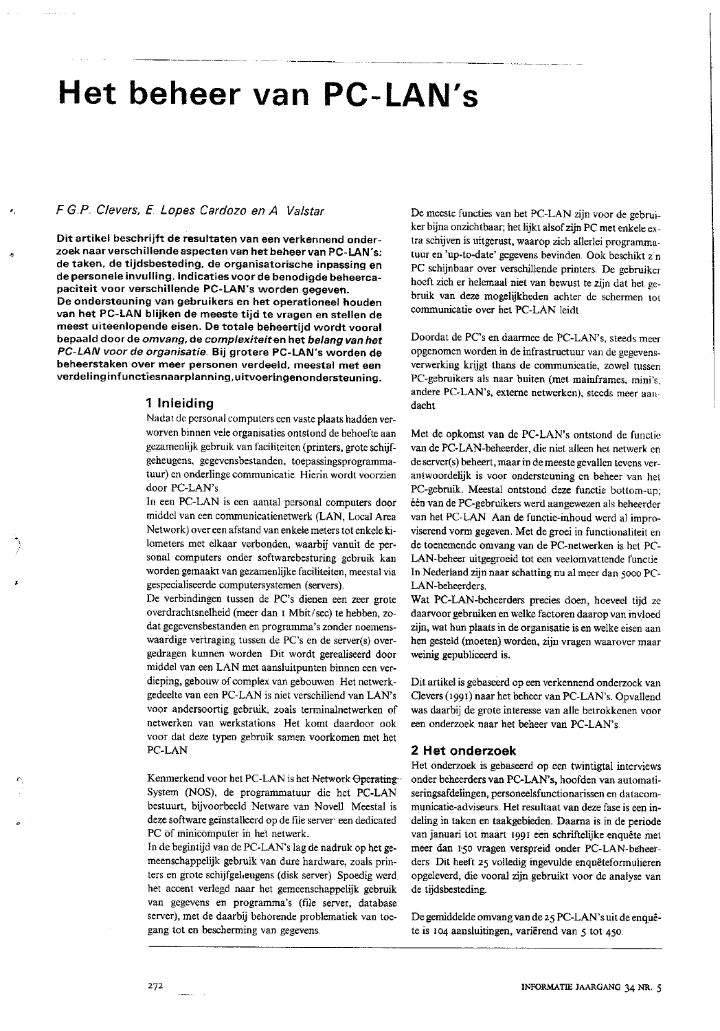# Het beheer van PC-LAN's

*F.G.P. Clevers, E. Lopes Cardozo en A. Valstar*

**Dit artikel beschrijft de resultaten van een verkennend onderzoek naar verschillende aspecten van het beheer van PC-LAN's: de taken, de tijdsbesteding, de organisatorische inpassing en de personele invulling. Indicaties voor de benodigde beheercapaciteit voor verschillende PC-LAN's worden gegeven. De ondersteuning van gebruikers en het operationeel houden van het PC-LAN blijken de meeste tijd te vragen en stellen de meest uiteenlopende eisen. De totale beheertijd wordt vooral bepaald door de *omvang*, de *complexiteit* en het *belang van het PC-LAN voor de organisatie*. Bij grotere PC-LAN's worden de beheerstaken over meer personen verdeeld, meestal met een verdeling in functies naar planning, uitvoering en ondersteuning.**

## 1 Inleiding

Nadat de personal computers een vaste plaats hadden verworven binnen vele organisaties ontstond de behoefte aan gezamenlijk gebruik van faciliteiten (printers, grote schijfgeheugens, gegevensbestanden, toepassingsprogrammatuur) en onderlinge communicatie. Hierin wordt voorzien door PC-LAN's.

In een PC-LAN is een aantal personal computers door middel van een communicatienetwerk (LAN, Local Area Network) over een afstand van enkele meters tot enkele kilometers met elkaar verbonden, waarbij vanuit de personal computers onder softwarebesturing gebruik kan worden gemaakt van gezamenlijke faciliteiten, meestal via gespecialiseerde computersystemen (servers).

De verbindingen tussen de PC's dienen een zeer grote overdrachtsnelheid (meer dan 1 Mbit/sec) te hebben, zodat gegevensbestanden en programma's zonder noemenswaardige vertraging tussen de PC's en de server(s) overgedragen kunnen worden. Dit wordt gerealiseerd door middel van een LAN met aansluitpunten binnen een verdieping, gebouw of complex van gebouwen. Het netwerkgedeelte van een PC-LAN is niet verschillend van LAN's voor andersoortig gebruik, zoals terminalnetwerken of netwerken van werkstations. Het komt daardoor ook voor dat deze typen gebruik samen voorkomen met het PC-LAN.

Kenmerkend voor het PC-LAN is het Network Operating System (NOS), de programmatuur die het PC-LAN bestuurt, bijvoorbeeld Netware van Novell. Meestal is deze software geïnstalleerd op de file server: een dedicated PC of minicomputer in het netwerk.

In de begintijd van de PC-LAN's lag de nadruk op het gemeenschappelijk gebruik van dure hardware, zoals printers en grote schijfgeheugens (disk server). Spoedig werd het accent verlegd naar het gemeenschappelijk gebruik van gegevens en programma's (file server, database server), met de daarbij behorende problematiek van toegang tot en bescherming van gegevens.

De meeste functies van het PC-LAN zijn voor de gebruiker bijna onzichtbaar; het lijkt alsof zijn PC met enkele extra schijven is uitgerust, waarop zich allerlei programmatuur en 'up-to-date' gegevens bevinden. Ook beschikt z'n PC schijnbaar over verschillende printers. De gebruiker hoeft zich er helemaal niet van bewust te zijn dat het gebruik van deze mogelijkheden achter de schermen tot communicatie over het PC-LAN leidt.

Doordat de PC's en daarmee de PC-LAN's, steeds meer opgenomen worden in de infrastructuur van de gegevensverwerking krijgt thans de communicatie, zowel tussen PC-gebruikers als naar buiten (met mainframes, mini's, andere PC-LAN's, externe netwerken), steeds meer aandacht.

Met de opkomst van de PC-LAN's ontstond de functie van de PC-LAN-beheerder, die niet alleen het netwerk en de server(s) beheert, maar in de meeste gevallen tevens verantwoordelijk is voor ondersteuning en beheer van het PC-gebruik. Meestal ontstond deze functie bottom-up; één van de PC-gebruikers werd aangewezen als beheerder van het PC-LAN. Aan de functie-inhoud werd al improviserend vorm gegeven. Met de groei in functionaliteit en de toenemende omvang van de PC-netwerken is het PC-LAN-beheer uitgegroeid tot een veelomvattende functie. In Nederland zijn naar schatting nu al meer dan 5000 PC-LAN-beheerders.

Wat PC-LAN-beheerders precies doen, hoeveel tijd ze daarvoor gebruiken en welke factoren daarop van invloed zijn, wat hun plaats in de organisatie is en welke eisen aan hen gesteld (moeten) worden, zijn vragen waarover maar weinig gepubliceerd is.

Dit artikel is gebaseerd op een verkennend onderzoek van Clevers (1991) naar het beheer van PC-LAN's. Opvallend was daarbij de grote interesse van alle betrokkenen voor een onderzoek naar het beheer van PC-LAN's.

## 2 Het onderzoek

Het onderzoek is gebaseerd op een twintigtal interviews onder beheerders van PC-LAN's, hoofden van automatiseringsafdelingen, personeelsfunctionarissen en datacommunicatie-adviseurs. Het resultaat van deze fase is een indeling in taken en taakgebieden. Daarna is in de periode van januari tot maart 1991 een schriftelijke enquête met meer dan 150 vragen verspreid onder PC-LAN-beheerders. Dit heeft 25 volledig ingevulde enquêteformulieren opgeleverd, die vooral zijn gebruikt voor de analyse van de tijdsbesteding.

De gemiddelde omvang van de 25 PC-LAN's uit de enquête is 104 aansluitingen, variërend van 5 tot 450.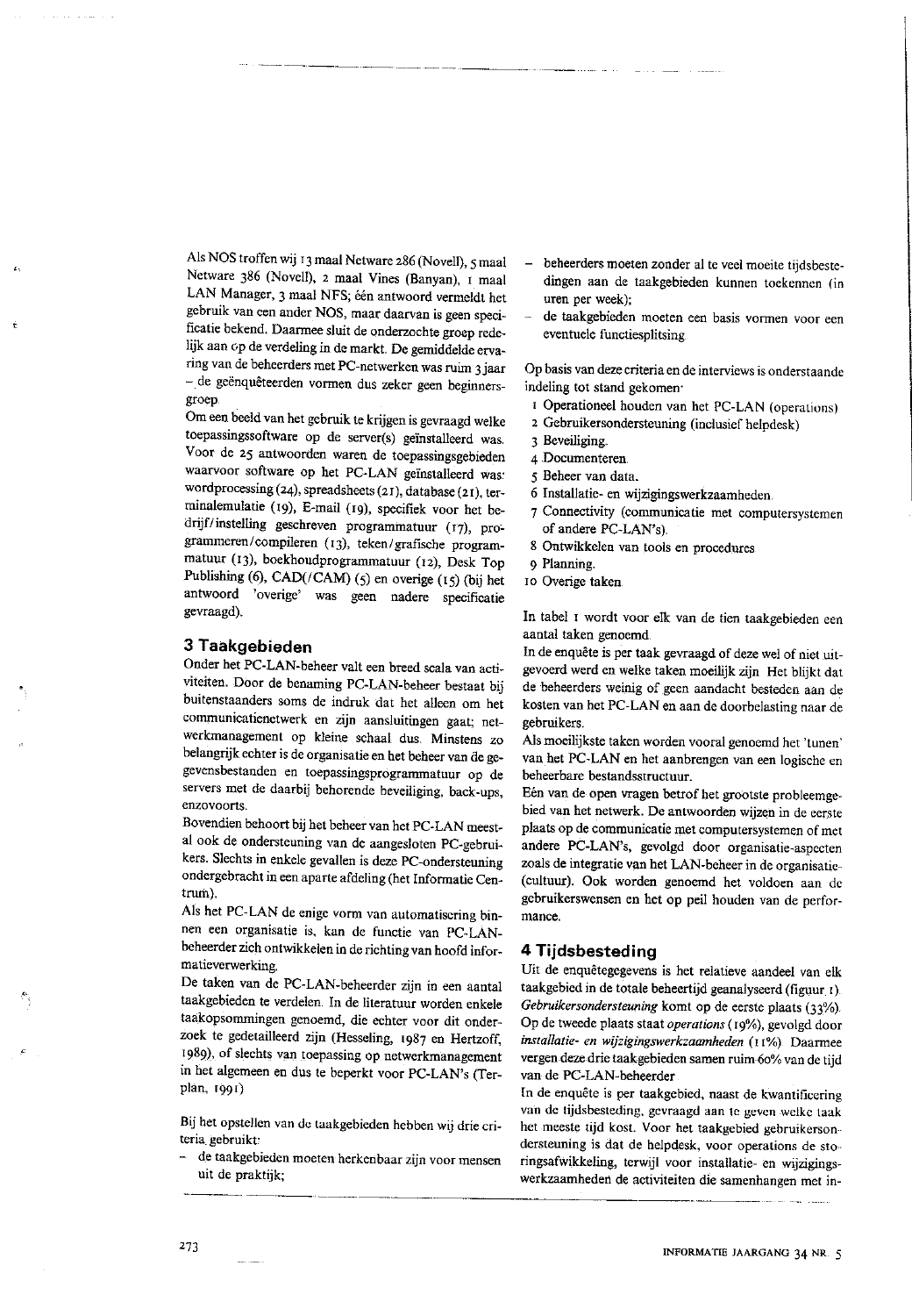Als NOS troffen wij 13 maal Netware 286 (Novell), 5 maal Netware 386 (Novell), 2 maal Vines (Banyan), 1 maal LAN Manager, 3 maal NFS; één antwoord vermeldt het gebruik van een ander NOS, maar daarvan is geen specificatie bekend. Daarmee sluit de onderzochte groep redelijk aan op de verdeling in de markt. De gemiddelde ervaring van de beheerders met PC-netwerken was ruim 3 jaar – de geënquêteerden vormen dus zeker geen beginnersgroep.

Om een beeld van het gebruik te krijgen is gevraagd welke toepassingssoftware op de server(s) geïnstalleerd was. Voor de 25 antwoorden waren de toepassingsgebieden waarvoor software op het PC-LAN geïnstalleerd was: wordprocessing (24), spreadsheets (21), database (21), terminalemulatie (19), E-mail (19), specifiek voor het bedrijf/instelling geschreven programmatuur (17), programmeren/compileren (13), teken/grafische programmatuur (13), boekhoudprogrammatuur (12), Desk Top Publishing (6), CAD(/CAM) (5) en overige (15) (bij het antwoord 'overige' was geen nadere specificatie gevraagd).

## 3 Taakgebieden

Onder het PC-LAN-beheer valt een breed scala van activiteiten. Door de benaming PC-LAN-beheer bestaat bij buitenstaanders soms de indruk dat het alleen om het communicatienetwerk en zijn aansluitingen gaat; netwerkmanagement op kleine schaal dus. Minstens zo belangrijk echter is de organisatie en het beheer van de gegevensbestanden en toepassingsprogrammatuur op de servers met de daarbij behorende beveiliging, back-ups, enzovoorts.

Bovendien behoort bij het beheer van het PC-LAN meestal ook de ondersteuning van de aangesloten PC-gebruikers. Slechts in enkele gevallen is deze PC-ondersteuning ondergebracht in een aparte afdeling (het Informatie Centrum).

Als het PC-LAN de enige vorm van automatisering binnen een organisatie is, kan de functie van PC-LAN-beheerder zich ontwikkelen in de richting van hoofd informatieverwerking.

De taken van de PC-LAN-beheerder zijn in een aantal taakgebieden te verdelen. In de literatuur worden enkele taakopsommingen genoemd, die echter voor dit onderzoek te gedetailleerd zijn (Hesseling, 1987 en Hertzoff, 1989), of slechts van toepassing op netwerkmanagement in het algemeen en dus te beperkt voor PC-LAN's (Terplan, 1991).

Bij het opstellen van de taakgebieden hebben wij drie criteria gebruikt:

- de taakgebieden moeten herkenbaar zijn voor mensen uit de praktijk;
- beheerders moeten zonder al te veel moeite tijdsbestedingen aan de taakgebieden kunnen toekennen (in uren per week);
- de taakgebieden moeten een basis vormen voor een eventuele functiesplitsing.

Op basis van deze criteria en de interviews is onderstaande indeling tot stand gekomen:

1. Operationeel houden van het PC-LAN (operations)
2. Gebruikersondersteuning (inclusief helpdesk)
3. Beveiliging.
4. Documenteren.
5. Beheer van data.
6. Installatie- en wijzigingswerkzaamheden.
7. Connectivity (communicatie met computersystemen of andere PC-LAN's).
8. Ontwikkelen van tools en procedures
9. Planning.
10. Overige taken.

In tabel 1 wordt voor elk van de tien taakgebieden een aantal taken genoemd.

In de enquête is per taak gevraagd of deze wel of niet uitgevoerd werd en welke taken moeilijk zijn. Het blijkt dat de beheerders weinig of geen aandacht besteden aan de kosten van het PC-LAN en aan de doorbelasting naar de gebruikers.

Als moeilijkste taken worden vooral genoemd het 'tunen' van het PC-LAN en het aanbrengen van een logische en beheerbare bestandsstructuur.

Eén van de open vragen betrof het grootste probleemgebied van het netwerk. De antwoorden wijzen in de eerste plaats op de communicatie met computersystemen of met andere PC-LAN's, gevolgd door organisatie-aspecten zoals de integratie van het LAN-beheer in de organisatie-(cultuur). Ook worden genoemd het voldoen aan de gebruikerswensen en het op peil houden van de performance.

## 4 Tijdsbesteding

Uit de enquêtegegevens is het relatieve aandeel van elk taakgebied in de totale beheertijd geanalyseerd (figuur 1). *Gebruikersondersteuning* komt op de eerste plaats (33%). Op de tweede plaats staat *operations* (19%), gevolgd door *installatie- en wijzigingswerkzaamheden* (11%). Daarmee vergen deze drie taakgebieden samen ruim 60% van de tijd van de PC-LAN-beheerder.

In de enquête is per taakgebied, naast de kwantificering van de tijdsbesteding, gevraagd aan te geven welke taak het meeste tijd kost. Voor het taakgebied gebruikersondersteuning is dat de helpdesk, voor operations de storingsafwikkeling, terwijl voor installatie- en wijzigingswerkzaamheden de activiteiten die samenhangen met in-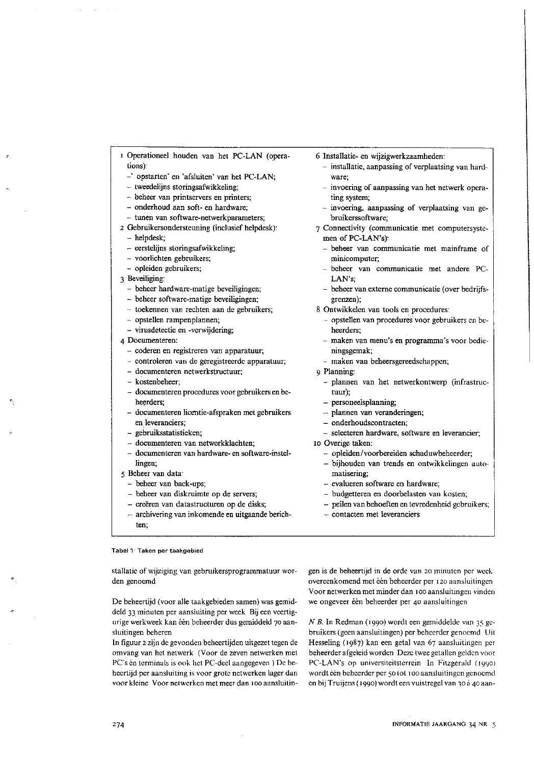1 Operationeel houden van het PC-LAN (operations):
   - 'opstarten' en 'afsluiten' van het PC-LAN;
   - tweedelijns storingsafwikkeling;
   - beheer van printservers en printers;
   - onderhoud aan soft- en hardware;
   - tunen van software-netwerkparameters;
2 Gebruikersondersteuning (inclusief helpdesk):
   - helpdesk;
   - eerstelijns storingsafwikkeling;
   - voorlichten gebruikers;
   - opleiden gebruikers;
3 Beveiliging:
   - beheer hardware-matige beveiligingen;
   - beheer software-matige beveiligingen;
   - toekennen van rechten aan de gebruikers;
   - opstellen rampenplannen;
   - virusdetectie en -verwijdering;
4 Documenteren:
   - coderen en registreren van apparatuur;
   - controleren van de geregistreerde apparatuur;
   - documenteren netwerkstructuur;
   - kostenbeheer;
   - documenteren procedures voor gebruikers en beheerders;
   - documenteren licentie-afspraken met gebruikers en leveranciers;
   - gebruiksstatistieken;
   - documenteren van netwerkklachten;
   - documenteren van hardware- en software-instellingen;
5 Beheer van data:
   - beheer van back-ups;
   - beheer van diskruimte op de servers;
   - creëren van datastructuren op de disks;
   - archivering van inkomende en uitgaande berichten;
6 Installatie- en wijzigwerkzaamheden:
   - installatie, aanpassing of verplaatsing van hardware;
   - invoering of aanpassing van het netwerk operating system;
   - invoering, aanpassing of verplaatsing van gebruikerssoftware;
7 Connectivity (communicatie met computersystemen of PC-LAN's):
   - beheer van communicatie met mainframe of minicomputer;
   - beheer van communicatie met andere PC-LAN's;
   - beheer van externe communicatie (over bedrijfsgrenzen);
8 Ontwikkelen van tools en procedures:
   - opstellen van procedures voor gebruikers en beheerders;
   - maken van menu's en programma's voor bedieningsgemak;
   - maken van beheersgereedschappen;
9 Planning:
   - plannen van het netwerkontwerp (infrastructuur);
   - personeelsplanning;
   - plannen van veranderingen;
   - onderhoudscontracten;
   - selecteren hardware, software en leverancier;
10 Overige taken:
   - opleiden/voorbereiden schaduwbeheerder;
   - bijhouden van trends en ontwikkelingen automatisering;
   - evalueren software en hardware;
   - budgetteren en doorbelasten van kosten;
   - peilen van behoeften en tevredenheid gebruikers;
   - contacten met leveranciers

Tabel 1 Taken per taakgebied

stallatie of wijziging van gebruikersprogrammatuur worden genoemd

De beheertijd (voor alle taakgebieden samen) was gemiddeld 33 minuten per aansluiting per week. Bij een veertigurige werkweek kan één beheerder dus gemiddeld 70 aansluitingen beheren.

In figuur 2 zijn de gevonden beheertijden uitgezet tegen de omvang van het netwerk. (Voor de zeven netwerken met PC's èn terminals is ook het PC-deel aangegeven.) De beheertijd per aansluiting is voor grote netwerken lager dan voor kleine. Voor netwerken met meer dan 100 aansluitingen is de beheertijd in de orde van 20 minuten per week overeenkomend met één beheerder per 120 aansluitingen. Voor netwerken met minder dan 100 aansluitingen vinden we ongeveer één beheerder per 40 aansluitingen.

*N.B.* In Redman (1990) wordt een gemiddelde van 35 gebruikers (geen aansluitingen) per beheerder genoemd. Uit Hesseling (1987) kan een getal van 67 aansluitingen per beheerder afgeleid worden. Deze twee getallen gelden voor PC-LAN's op universiteitsterrein. In Fitzgerald (1990) wordt één beheerder per 50 tot 100 aansluitingen genoemd en bij Truijens (1990) wordt een vuistregel van 30 à 40 aan-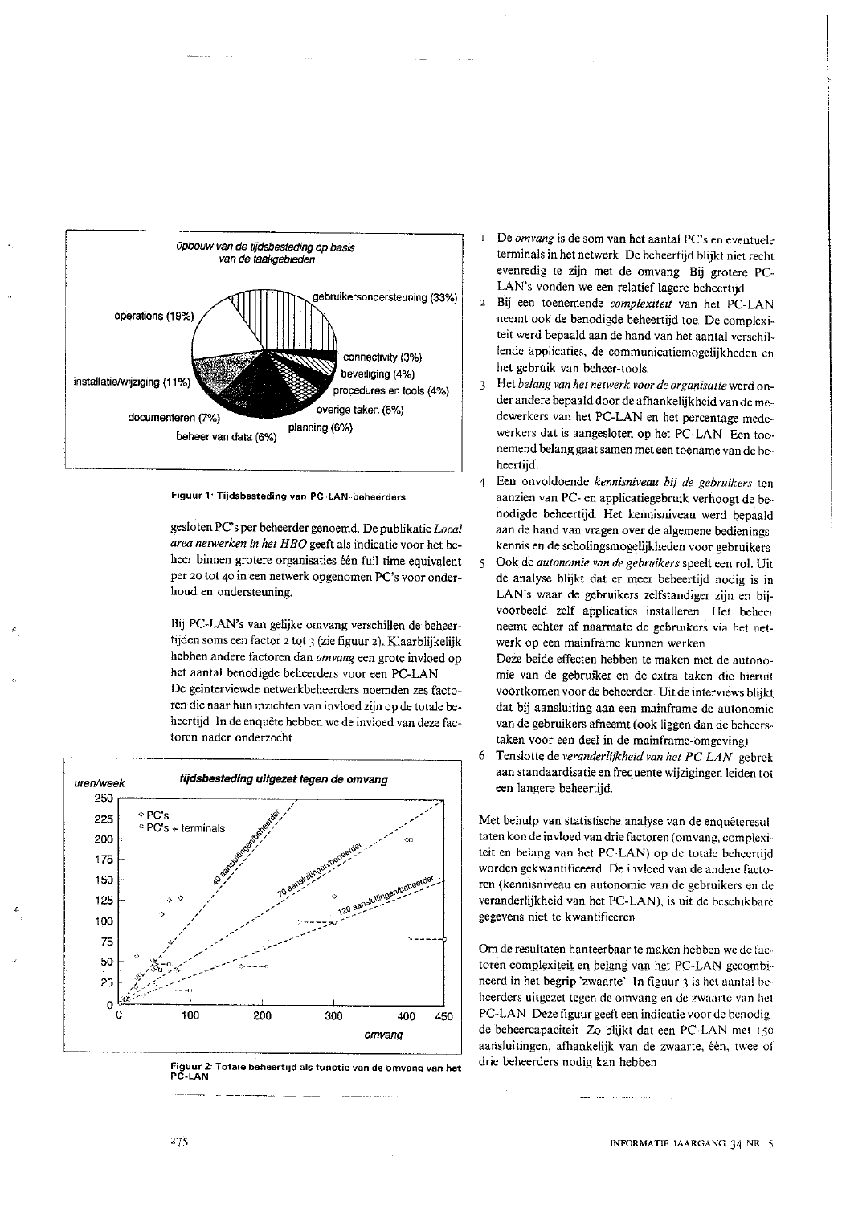Figuur 1: Tijdsbesteding van PC-LAN-beheerders

gesloten PC's per beheerder genoemd. De publikatie *Local area netwerken in het HBO* geeft als indicatie voor het beheer binnen grotere organisaties één full-time equivalent per 20 tot 40 in een netwerk opgenomen PC's voor onderhoud en ondersteuning.

Bij PC-LAN's van gelijke omvang verschillen de beheertijden soms een factor 2 tot 3 (zie figuur 2). Klaarblijkelijk hebben andere factoren dan *omvang* een grote invloed op het aantal benodigde beheerders voor een PC-LAN.

De geïnterviewde netwerkbeheerders noemden zes factoren die naar hun inzichten van invloed zijn op de totale beheertijd. In de enquête hebben we de invloed van deze factoren nader onderzocht.

Figuur 2: Totale beheertijd als functie van de omvang van het PC-LAN

1. De *omvang* is de som van het aantal PC's en eventuele terminals in het netwerk. De beheertijd blijkt niet recht evenredig te zijn met de omvang. Bij grotere PC-LAN's vonden we een relatief lagere beheertijd.
2. Bij een toenemende *complexiteit* van het PC-LAN neemt ook de benodigde beheertijd toe. De complexiteit werd bepaald aan de hand van het aantal verschillende applicaties, de communicatiemogelijkheden en het gebruik van beheer-tools.
3. Het *belang van het netwerk voor de organisatie* werd onder andere bepaald door de afhankelijkheid van de medewerkers van het PC-LAN en het percentage medewerkers dat is aangesloten op het PC-LAN. Een toenemend belang gaat samen met een toename van de beheertijd.
4. Een onvoldoende *kennisniveau bij de gebruikers* ten aanzien van PC- en applicatiegebruik verhoogt de benodigde beheertijd. Het kennisniveau werd bepaald aan de hand van vragen over de algemene bedieningskennis en de scholingsmogelijkheden voor gebruikers.
5. Ook de *autonomie van de gebruikers* speelt een rol. Uit de analyse blijkt dat er meer beheertijd nodig is in LAN's waar de gebruikers zelfstandiger zijn en bijvoorbeeld zelf applicaties installeren. Het beheer neemt echter af naarmate de gebruikers via het netwerk op een mainframe kunnen werken.
   Deze beide effecten hebben te maken met de autonomie van de gebruiker en de extra taken die hieruit voortkomen voor de beheerder. Uit de interviews blijkt dat bij aansluiting aan een mainframe de autonomie van de gebruikers afneemt (ook liggen dan de beheerstaken voor een deel in de mainframe-omgeving).
6. Tenslotte de *veranderlijkheid van het PC-LAN*: gebrek aan standaardisatie en frequente wijzigingen leiden tot een langere beheertijd.

Met behulp van statistische analyse van de enquêteresultaten kon de invloed van drie factoren (omvang, complexiteit en belang van het PC-LAN) op de totale beheertijd worden gekwantificeerd. De invloed van de andere factoren (kennisniveau en autonomie van de gebruikers en de veranderlijkheid van het PC-LAN), is uit de beschikbare gegevens niet te kwantificeren.

Om de resultaten hanteerbaar te maken hebben we de factoren complexiteit en belang van het PC-LAN gecombineerd in het begrip 'zwaarte'. In figuur 3 is het aantal beheerders uitgezet tegen de omvang en de zwaarte van het PC-LAN. Deze figuur geeft een indicatie voor de benodigde beheercapaciteit. Zo blijkt dat een PC-LAN met 150 aansluitingen, afhankelijk van de zwaarte, één, twee of drie beheerders nodig kan hebben.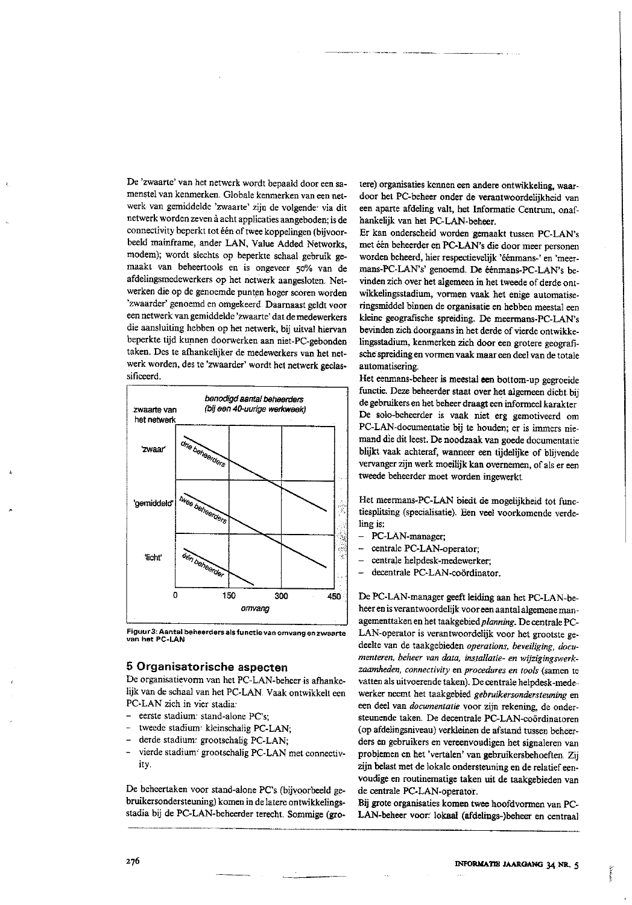De 'zwaarte' van het netwerk wordt bepaald door een samenstel van kenmerken. Globale kenmerken van een netwerk van gemiddelde 'zwaarte' zijn de volgende: via dit netwerk worden zeven à acht applicaties aangeboden; is de connectivity beperkt tot één of twee koppelingen (bijvoorbeeld mainframe, ander LAN, Value Added Networks, modem); wordt slechts op beperkte schaal gebruik gemaakt van beheertools en is ongeveer 50% van de afdelingsmedewerkers op het netwerk aangesloten. Netwerken die op de genoemde punten hoger scoren worden 'zwaarder' genoemd en omgekeerd. Daarnaast geldt voor een netwerk van gemiddelde 'zwaarte' dat de medewerkers die aansluiting hebben op het netwerk, bij uitval hiervan beperkte tijd kunnen doorwerken aan niet-PC-gebonden taken. Des te afhankelijker de medewerkers van het netwerk worden, des te 'zwaarder' wordt het netwerk geclassificeerd.

**Figuur 3: Aantal beheerders als functie van omvang en zwaarte van het PC-LAN**

## 5 Organisatorische aspecten

De organisatievorm van het PC-LAN-beheer is afhankelijk van de schaal van het PC-LAN. Vaak ontwikkelt een PC-LAN zich in vier stadia:

- eerste stadium: stand-alone PC's;
- tweede stadium: kleinschalig PC-LAN;
- derde stadium: grootschalig PC-LAN;
- vierde stadium: grootschalig PC-LAN met connectivity.

De beheertaken voor stand-alone PC's (bijvoorbeeld gebruikersondersteuning) komen in de latere ontwikkelingsstadia bij de PC-LAN-beheerder terecht. Sommige (grotere) organisaties kennen een andere ontwikkeling, waardoor het PC-beheer onder de verantwoordelijkheid van een aparte afdeling valt, het Informatie Centrum, onafhankelijk van het PC-LAN-beheer.

Er kan onderscheid worden gemaakt tussen PC-LAN's met één beheerder en PC-LAN's die door meer personen worden beheerd, hier respectievelijk 'éénmans-' en 'meermans-PC-LAN's' genoemd. De éénmans-PC-LAN's bevinden zich over het algemeen in het tweede of derde ontwikkelingsstadium, vormen vaak het enige automatiseringsmiddel binnen de organisatie en hebben meestal een kleine geografische spreiding. De meermans-PC-LAN's bevinden zich doorgaans in het derde of vierde ontwikkelingsstadium, kenmerken zich door een grotere geografische spreiding en vormen vaak maar een deel van de totale automatisering.

Het eenmans-beheer is meestal een bottom-up gegroeide functie. Deze beheerder staat over het algemeen dicht bij de gebruikers en het beheer draagt een informeel karakter. De solo-beheerder is vaak niet erg gemotiveerd om PC-LAN-documentatie bij te houden; er is immers niemand die dit leest. De noodzaak van goede documentatie blijkt vaak achteraf, wanneer een tijdelijke of blijvende vervanger zijn werk moeilijk kan overnemen, of als er een tweede beheerder moet worden ingewerkt.

Het meermans-PC-LAN biedt de mogelijkheid tot functiesplitsing (specialisatie). Een veel voorkomende verdeling is:

- PC-LAN-manager;
- centrale PC-LAN-operator;
- centrale helpdesk-medewerker;
- decentrale PC-LAN-coördinator.

De PC-LAN-manager geeft leiding aan het PC-LAN-beheer en is verantwoordelijk voor een aantal algemene managementtaken en het taakgebied *planning*. De centrale PC-LAN-operator is verantwoordelijk voor het grootste gedeelte van de taakgebieden *operations, beveiliging, documenteren, beheer van data, installatie- en wijzigingswerkzaamheden, connectivity* en *procedures en tools* (samen te vatten als uitvoerende taken). De centrale helpdesk-medewerker neemt het taakgebied *gebruikersondersteuning* en een deel van *documentatie* voor zijn rekening, de ondersteunende taken. De decentrale PC-LAN-coördinatoren (op afdelingsniveau) verkleinen de afstand tussen beheerders en gebruikers en vereenvoudigen het signaleren van problemen en het 'vertalen' van gebruikersbehoeften. Zij zijn belast met de lokale ondersteuning en de relatief eenvoudige en routinematige taken uit de taakgebieden van de centrale PC-LAN-operator.

Bij grote organisaties komen twee hoofdvormen van PC-LAN-beheer voor: lokaal (afdelings-)beheer en centraal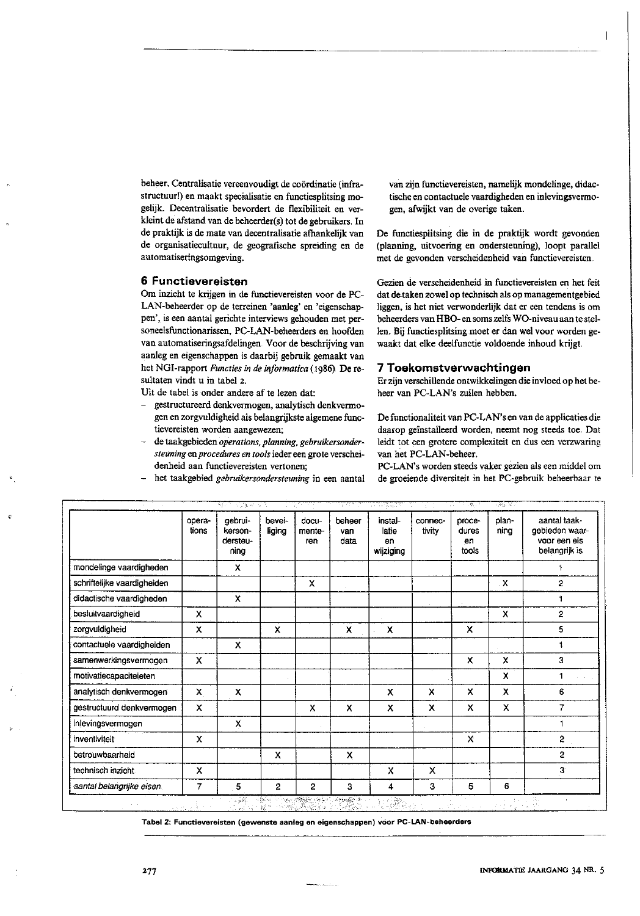beheer. Centralisatie vereenvoudigt de coördinatie (infrastructuur!) en maakt specialisatie en functiesplitsing mogelijk. Decentralisatie bevordert de flexibiliteit en verkleint de afstand van de beheerder(s) tot de gebruikers. In de praktijk is de mate van decentralisatie afhankelijk van de organisatiecultuur, de geografische spreiding en de automatiseringsomgeving.

## 6 Functievereisten

Om inzicht te krijgen in de functievereisten voor de PC-LAN-beheerder op de terreinen 'aanleg' en 'eigenschappen', is een aantal gerichte interviews gehouden met personeelsfunctionarissen, PC-LAN-beheerders en hoofden van automatiseringsafdelingen. Voor de beschrijving van aanleg en eigenschappen is daarbij gebruik gemaakt van het NGI-rapport *Functies in de informatica* (1986). De resultaten vindt u in tabel 2.

Uit de tabel is onder andere af te lezen dat:

- gestructureerd denkvermogen, analytisch denkvermogen en zorgvuldigheid als belangrijkste algemene functievereisten worden aangewezen;
- de taakgebieden *operations, planning, gebruikersondersteuning* en *procedures en tools* ieder een grote verscheidenheid aan functievereisten vertonen;
- het taakgebied *gebruikersondersteuning* in een aantal van zijn functievereisten, namelijk mondelinge, didactische en contactuele vaardigheden en inlevingsvermogen, afwijkt van de overige taken.

De functiesplitsing die in de praktijk wordt gevonden (planning, uitvoering en ondersteuning), loopt parallel met de gevonden verscheidenheid van functievereisten.

Gezien de verscheidenheid in functievereisten en het feit dat de taken zowel op technisch als op managementgebied liggen, is het niet verwonderlijk dat er een tendens is om beheerders van HBO- en soms zelfs WO-niveau aan te stellen. Bij functiesplitsing moet er dan wel voor worden gewaakt dat elke deelfunctie voldoende inhoud krijgt.

## 7 Toekomstverwachtingen

Er zijn verschillende ontwikkelingen die invloed op het beheer van PC-LAN's zullen hebben.

De functionaliteit van PC-LAN's en van de applicaties die daarop geïnstalleerd worden, neemt nog steeds toe. Dat leidt tot een grotere complexiteit en dus een verzwaring van het PC-LAN-beheer.

PC-LAN's worden steeds vaker gezien als een middel om de groeiende diversiteit in het PC-gebruik beheerbaar te

| | operations | gebruikersondersteuning | beveiliging | documenteren | beheer van data | installatie en wijziging | connectivity | procedures en tools | planning | aantal taakgebieden waarvoor een eis belangrijk is |
|---|---|---|---|---|---|---|---|---|---|---|
| mondelinge vaardigheden | | X | | | | | | | | 1 |
| schriftelijke vaardigheden | | | | X | | | | | X | 2 |
| didactische vaardigheden | | X | | | | | | | | 1 |
| besluitvaardigheid | X | | | | | | | | X | 2 |
| zorgvuldigheid | X | | X | | X | X | | X | | 5 |
| contactuele vaardigheden | | X | | | | | | | | 1 |
| samenwerkingsvermogen | X | | | | | | | X | X | 3 |
| motivatiecapaciteieten | | | | | | | | | X | 1 |
| analytisch denkvermogen | X | X | | | | X | X | X | X | 6 |
| gestructuurd denkvermogen | X | | | X | X | X | X | X | X | 7 |
| inlevingsvermogen | | X | | | | | | | | 1 |
| inventiviteit | X | | | | | | | X | | 2 |
| betrouwbaarheid | | | X | | X | | | | | 2 |
| technisch inzicht | X | | | | | X | X | | | 3 |
| *aantal belangrijke eisen* | 7 | 5 | 2 | 2 | 3 | 4 | 3 | 5 | 6 | |

**Tabel 2: Functievereisten (gewenste aanleg en eigenschappen) voor PC-LAN-beheerders**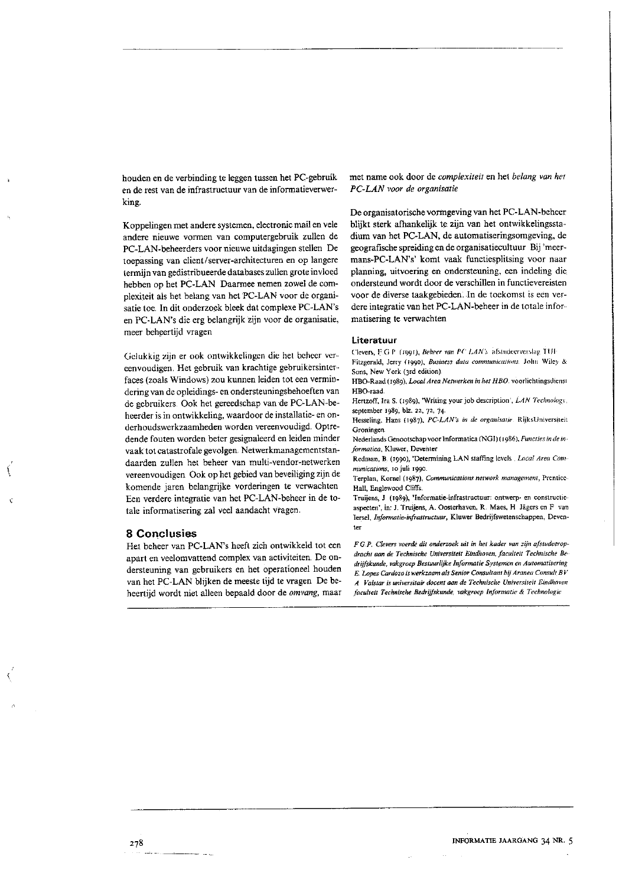houden en de verbinding te leggen tussen het PC-gebruik en de rest van de infrastructuur van de informatieverwerking.

Koppelingen met andere systemen, electronic mail en vele andere nieuwe vormen van computergebruik zullen de PC-LAN-beheerders voor nieuwe uitdagingen stellen. De toepassing van client/server-architecturen en op langere termijn van gedistribueerde databases zullen grote invloed hebben op het PC-LAN. Daarmee nemen zowel de complexiteit als het belang van het PC-LAN voor de organisatie toe. In dit onderzoek bleek dat complexe PC-LAN's en PC-LAN's die erg belangrijk zijn voor de organisatie, meer beheertijd vragen.

Gelukkig zijn er ook ontwikkelingen die het beheer vereenvoudigen. Het gebruik van krachtige gebruikersinterfaces (zoals Windows) zou kunnen leiden tot een vermindering van de opleidings- en ondersteuningsbehoeften van de gebruikers. Ook het gereedschap van de PC-LAN-beheerder is in ontwikkeling, waardoor de installatie- en onderhoudswerkzaamheden worden vereenvoudigd. Optredende fouten worden beter gesignaleerd en leiden minder vaak tot catastrofale gevolgen. Netwerkmanagementstandaarden zullen het beheer van multi-vendor-netwerken vereenvoudigen. Ook op het gebied van beveiliging zijn de komende jaren belangrijke vorderingen te verwachten. Een verdere integratie van het PC-LAN-beheer in de totale informatisering zal veel aandacht vragen.

## 8 Conclusies

Het beheer van PC-LAN's heeft zich ontwikkeld tot een apart en veelomvattend complex van activiteiten. De ondersteuning van gebruikers en het operationeel houden van het PC-LAN blijken de meeste tijd te vragen. De beheertijd wordt niet alleen bepaald door de *omvang*, maar met name ook door de *complexiteit* en het *belang van het PC-LAN voor de organisatie*.

De organisatorische vormgeving van het PC-LAN-beheer blijkt sterk afhankelijk te zijn van het ontwikkelingsstadium van het PC-LAN, de automatiseringsomgeving, de geografische spreiding en de organisatiecultuur. Bij 'meer-mans-PC-LAN's' komt vaak functiesplitsing voor naar planning, uitvoering en ondersteuning, een indeling die ondersteund wordt door de verschillen in functievereisten voor de diverse taakgebieden. In de toekomst is een verdere integratie van het PC-LAN-beheer in de totale informatisering te verwachten.

### Literatuur

Clevers, F.G.P. (1991), *Beheer van PC-LAN's*, afstudeerverslag TUE.

Fitzgerald, Jerry (1990), *Business data communications*. John Wiley & Sons, New York (3rd edition).

HBO-Raad (1989), *Local Area Netwerken in het HBO*, voorlichtingsdienst HBO-raad.

Hertzoff, Ira S. (1989), 'Writing your job description', *LAN Technology*, september 1989, blz. 22, 72, 74.

Hesseling, Hans (1987), *PC-LAN's in de organisatie*. RijksUniversiteit Groningen.

Nederlands Genootschap voor Informatica (NGI) (1986), *Functies in de informatica*, Kluwer, Deventer.

Redman, B. (1990), 'Determining LAN staffing levels', *Local Area Communications*, 10 juli 1990.

Terplan, Kornel (1987), *Communications network management*, Prentice-Hall, Englewood Cliffs.

Truijens, J. (1989), 'Informatie-infrastructuur: ontwerp- en constructie-aspecten', in: J. Truijens, A. Oosterhaven, R. Maes, H. Jägers en F. van Iersel, *Informatie-infrastructuur*, Kluwer Bedrijfswetenschappen, Deventer.

*F.G.P. Clevers voerde dit onderzoek uit in het kader van zijn afstudeeropdracht aan de Technische Universiteit Eindhoven, faculteit Technische Bedrijfskunde, vakgroep Bestuurlijke Informatie Systemen en Automatisering. E. Lopes Cardozo is werkzaam als Senior Consultant bij Aranea Consult BV. A. Valstar is universitair docent aan de Technische Universiteit Eindhoven faculteit Technische Bedrijfskunde, vakgroep Informatie & Technologie.*